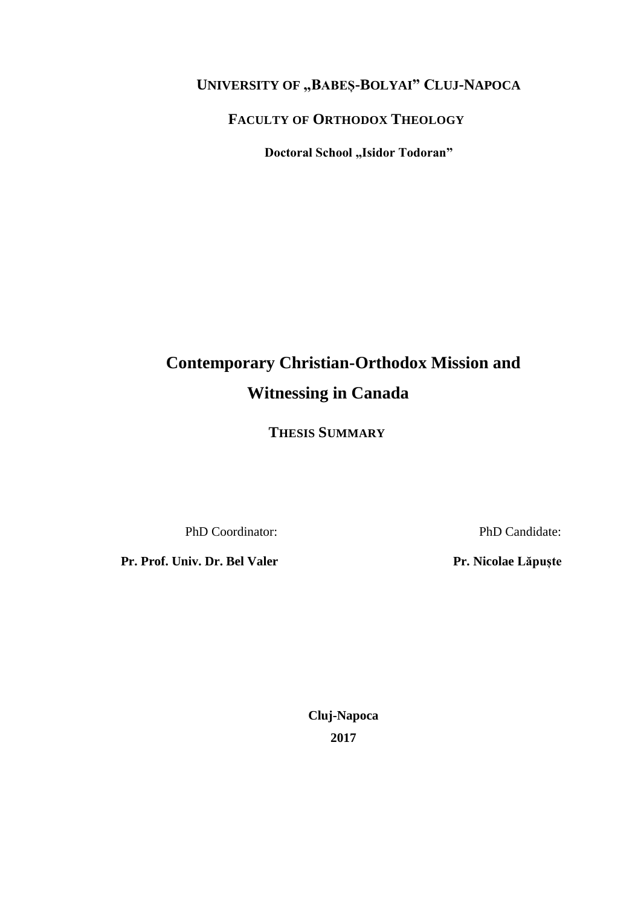**UNIVERSITY OF „BABEȘ-BOLYAI” CLUJ-NAPOCA**

**FACULTY OF ORTHODOX THEOLOGY**

**Doctoral School „Isidor Todoran”**

# Contemporary Christian-Orthodox Mission and Witnessing in Canada

## THESIS SUMMARY

PhD Coordinator:

**Pr. Prof. Univ. Dr. Bel Valer**

PhD Candidate:

**Pr. Nicolae Lăpuște**

**Cluj-Napoca**

**2017**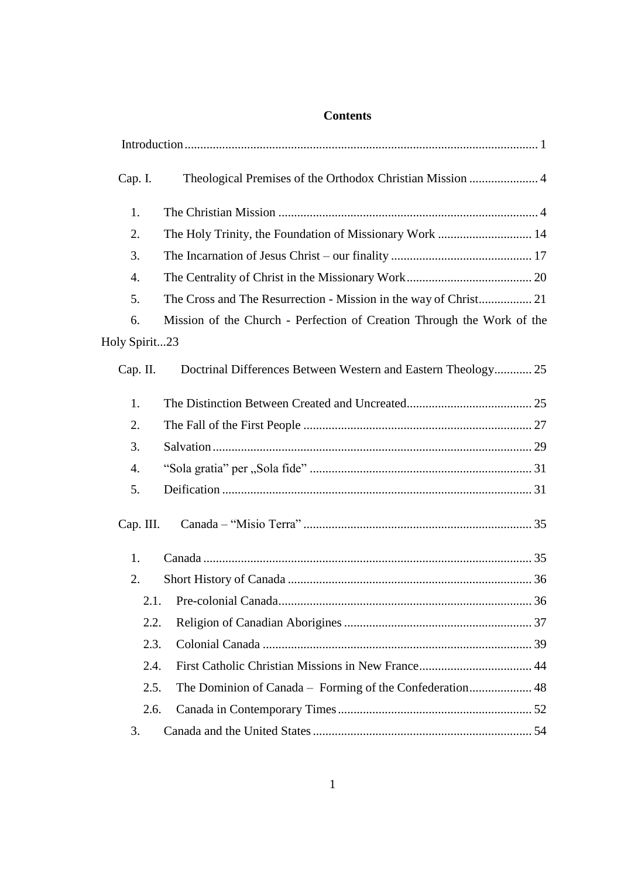**Contents**

Introduction................................................................................................................. 1

Cap. I. Theological Premises of the Orthodox Christian Mission ...................... 4

1. The Christian Mission .................................................................................... 4
2. The Holy Trinity, the Foundation of Missionary Work .............................. 14
3. The Incarnation of Jesus Christ – our finality ............................................. 17
4. The Centrality of Christ in the Missionary Work........................................ 20
5. The Cross and The Resurrection - Mission in the way of Christ................. 21
6. Mission of the Church - Perfection of Creation Through the Work of the Holy Spirit...23

Cap. II. Doctrinal Differences Between Western and Eastern Theology............ 25

1. The Distinction Between Created and Uncreated........................................ 25
2. The Fall of the First People ......................................................................... 27
3. Salvation ...................................................................................................... 29
4. "Sola gratia" per „Sola fide" ....................................................................... 31
5. Deification ................................................................................................... 31

Cap. III. Canada – "Misio Terra" ......................................................................... 35

1. Canada ......................................................................................................... 35
2. Short History of Canada .............................................................................. 36
   - 2.1. Pre-colonial Canada................................................................................. 36
   - 2.2. Religion of Canadian Aborigines ............................................................ 37
   - 2.3. Colonial Canada ...................................................................................... 39
   - 2.4. First Catholic Christian Missions in New France.................................... 44
   - 2.5. The Dominion of Canada – Forming of the Confederation.................... 48
   - 2.6. Canada in Contemporary Times.............................................................. 52
3. Canada and the United States ...................................................................... 54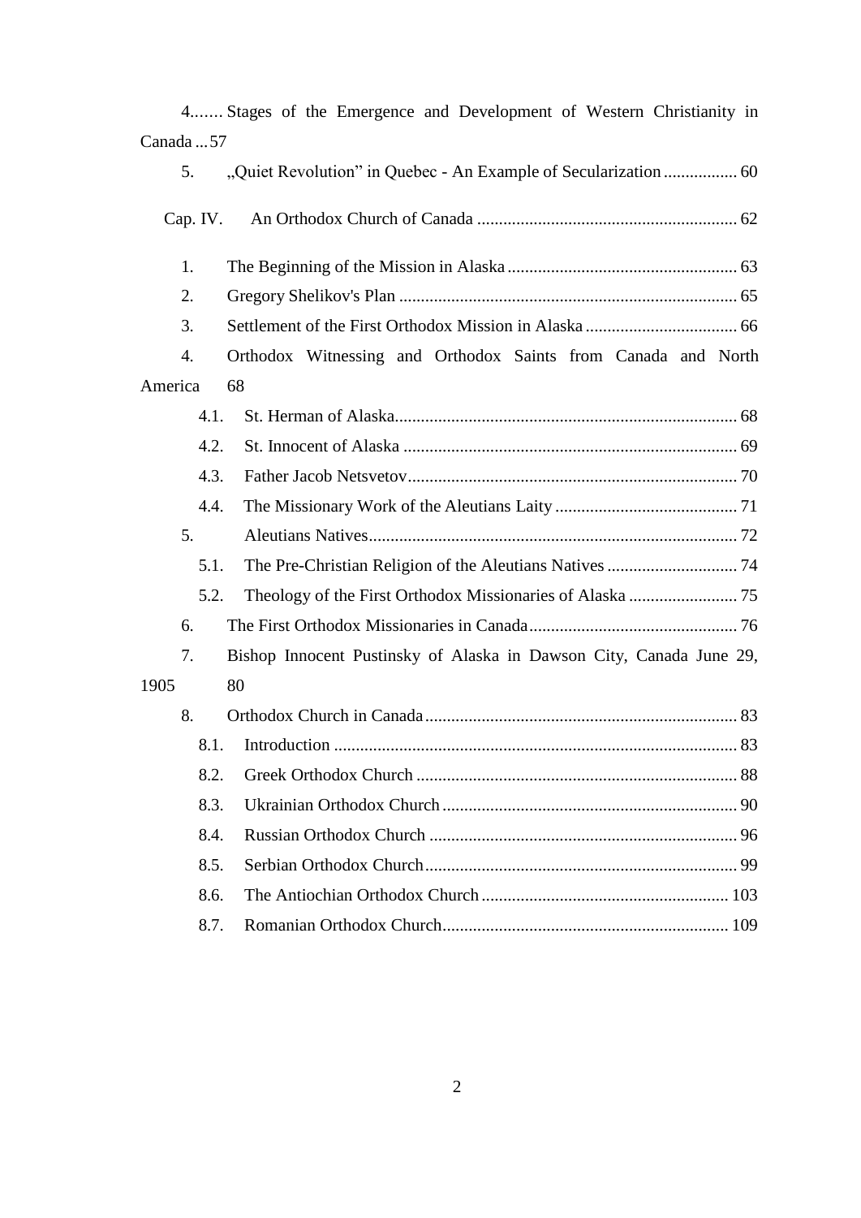4. Stages of the Emergence and Development of Western Christianity in Canada ... 57

5. „Quiet Revolution" in Quebec - An Example of Secularization ................. 60

Cap. IV. An Orthodox Church of Canada ............................................................ 62

1. The Beginning of the Mission in Alaska ..................................................... 63
2. Gregory Shelikov's Plan ............................................................................. 65
3. Settlement of the First Orthodox Mission in Alaska ................................... 66
4. Orthodox Witnessing and Orthodox Saints from Canada and North America 68
    - 4.1. St. Herman of Alaska............................................................................. 68
    - 4.2. St. Innocent of Alaska ........................................................................... 69
    - 4.3. Father Jacob Netsvetov........................................................................... 70
    - 4.4. The Missionary Work of the Aleutians Laity .......................................... 71
5. Aleutians Natives.................................................................................... 72
    - 5.1. The Pre-Christian Religion of the Aleutians Natives .............................. 74
    - 5.2. Theology of the First Orthodox Missionaries of Alaska ......................... 75
6. The First Orthodox Missionaries in Canada ................................................ 76
7. Bishop Innocent Pustinsky of Alaska in Dawson City, Canada June 29, 1905 80
8. Orthodox Church in Canada ....................................................................... 83
    - 8.1. Introduction ............................................................................................ 83
    - 8.2. Greek Orthodox Church ......................................................................... 88
    - 8.3. Ukrainian Orthodox Church ................................................................... 90
    - 8.4. Russian Orthodox Church ...................................................................... 96
    - 8.5. Serbian Orthodox Church....................................................................... 99
    - 8.6. The Antiochian Orthodox Church ......................................................... 103
    - 8.7. Romanian Orthodox Church................................................................. 109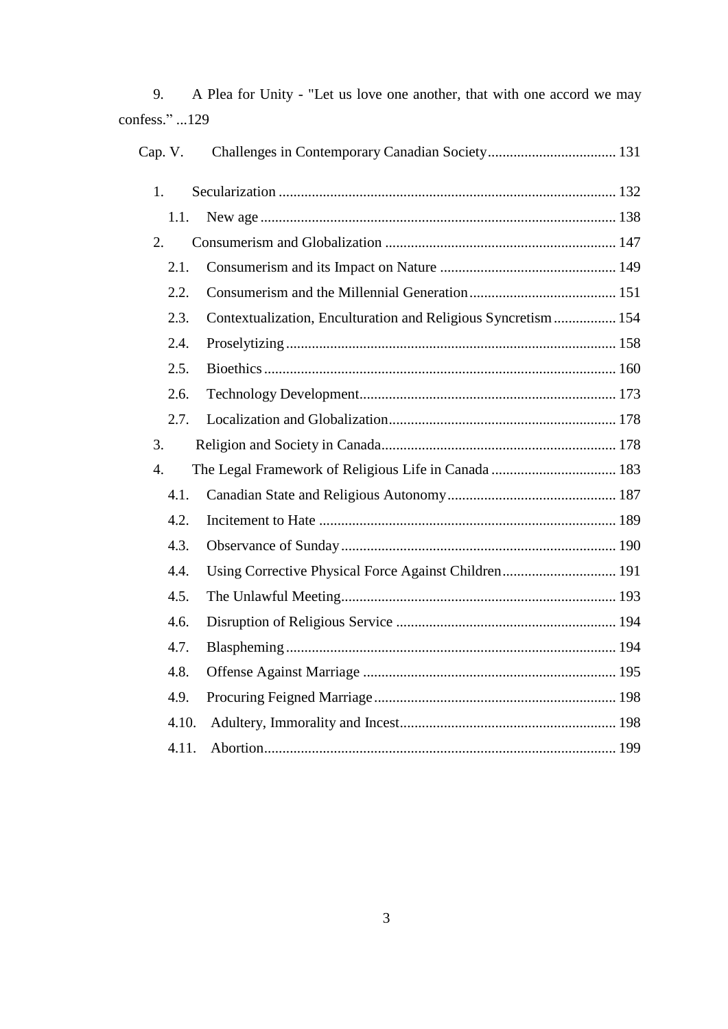9. A Plea for Unity - "Let us love one another, that with one accord we may confess." ...129

Cap. V. Challenges in Contemporary Canadian Society ... 131

1. Secularization ... 132
   1.1. New age ... 138
2. Consumerism and Globalization ... 147
   2.1. Consumerism and its Impact on Nature ... 149
   2.2. Consumerism and the Millennial Generation ... 151
   2.3. Contextualization, Enculturation and Religious Syncretism ... 154
   2.4. Proselytizing ... 158
   2.5. Bioethics ... 160
   2.6. Technology Development ... 173
   2.7. Localization and Globalization ... 178
3. Religion and Society in Canada ... 178
4. The Legal Framework of Religious Life in Canada ... 183
   4.1. Canadian State and Religious Autonomy ... 187
   4.2. Incitement to Hate ... 189
   4.3. Observance of Sunday ... 190
   4.4. Using Corrective Physical Force Against Children ... 191
   4.5. The Unlawful Meeting ... 193
   4.6. Disruption of Religious Service ... 194
   4.7. Blaspheming ... 194
   4.8. Offense Against Marriage ... 195
   4.9. Procuring Feigned Marriage ... 198
   4.10. Adultery, Immorality and Incest ... 198
   4.11. Abortion ... 199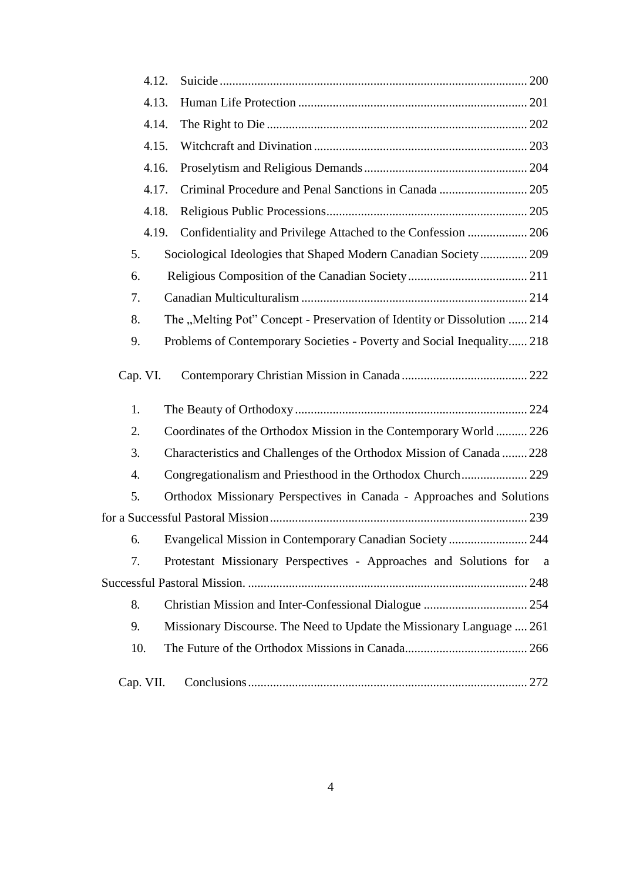4.12. Suicide ........................................................................................ 200

4.13. Human Life Protection ........................................................................ 201

4.14. The Right to Die .................................................................................. 202

4.15. Witchcraft and Divination ................................................................... 203

4.16. Proselytism and Religious Demands ................................................... 204

4.17. Criminal Procedure and Penal Sanctions in Canada ............................ 205

4.18. Religious Public Processions ............................................................... 205

4.19. Confidentiality and Privilege Attached to the Confession ................... 206

5. Sociological Ideologies that Shaped Modern Canadian Society ............... 209

6. Religious Composition of the Canadian Society ...................................... 211

7. Canadian Multiculturalism ....................................................................... 214

8. The „Melting Pot" Concept - Preservation of Identity or Dissolution ...... 214

9. Problems of Contemporary Societies - Poverty and Social Inequality ...... 218

Cap. VI. Contemporary Christian Mission in Canada ........................................ 222

1. The Beauty of Orthodoxy ......................................................................... 224

2. Coordinates of the Orthodox Mission in the Contemporary World .......... 226

3. Characteristics and Challenges of the Orthodox Mission of Canada ........ 228

4. Congregationalism and Priesthood in the Orthodox Church..................... 229

5. Orthodox Missionary Perspectives in Canada - Approaches and Solutions for a Successful Pastoral Mission ................................................................................. 239

6. Evangelical Mission in Contemporary Canadian Society ......................... 244

7. Protestant Missionary Perspectives - Approaches and Solutions for a Successful Pastoral Mission. ........................................................................ 248

8. Christian Mission and Inter-Confessional Dialogue ................................. 254

9. Missionary Discourse. The Need to Update the Missionary Language .... 261

10. The Future of the Orthodox Missions in Canada...................................... 266

Cap. VII. Conclusions ........................................................................................ 272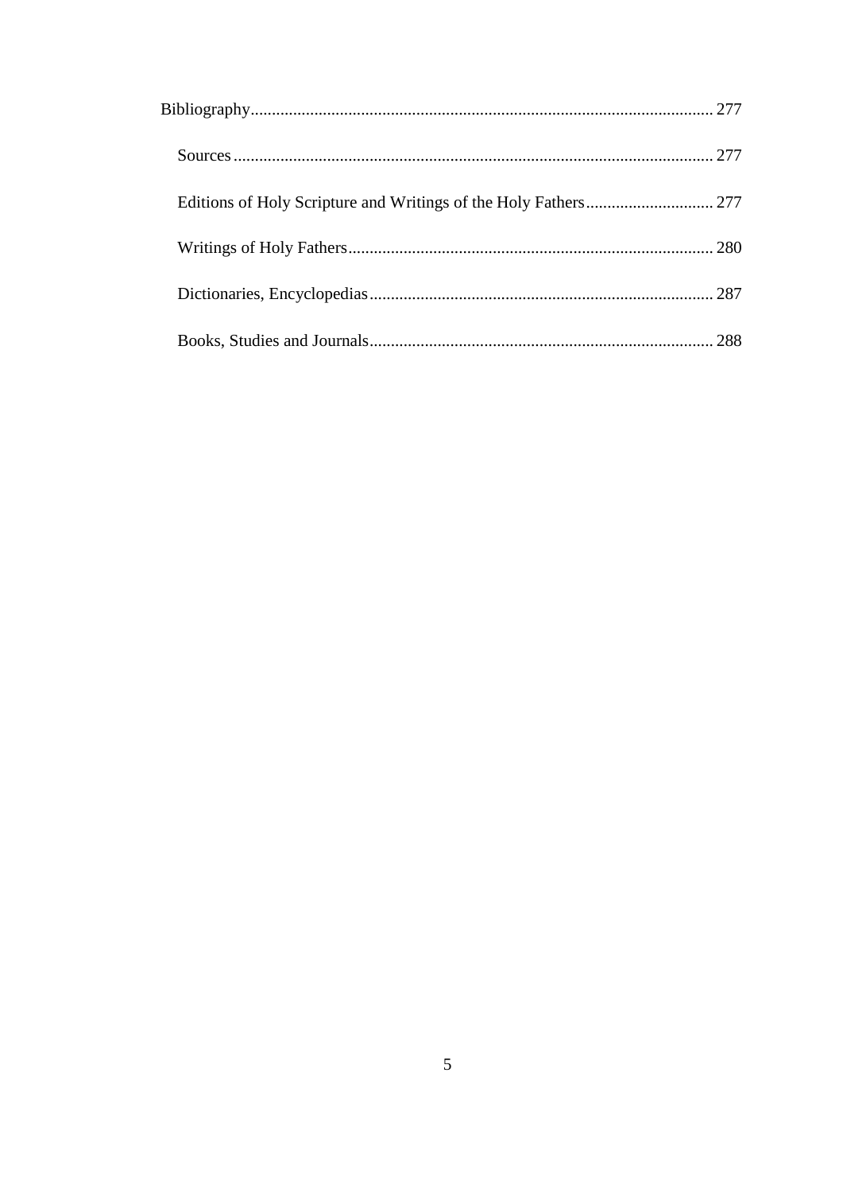Bibliography ........................................................................................................... 277

- Sources ................................................................................................................ 277
- Editions of Holy Scripture and Writings of the Holy Fathers .............................. 277
- Writings of Holy Fathers ..................................................................................... 280
- Dictionaries, Encyclopedias ................................................................................ 287
- Books, Studies and Journals ................................................................................ 288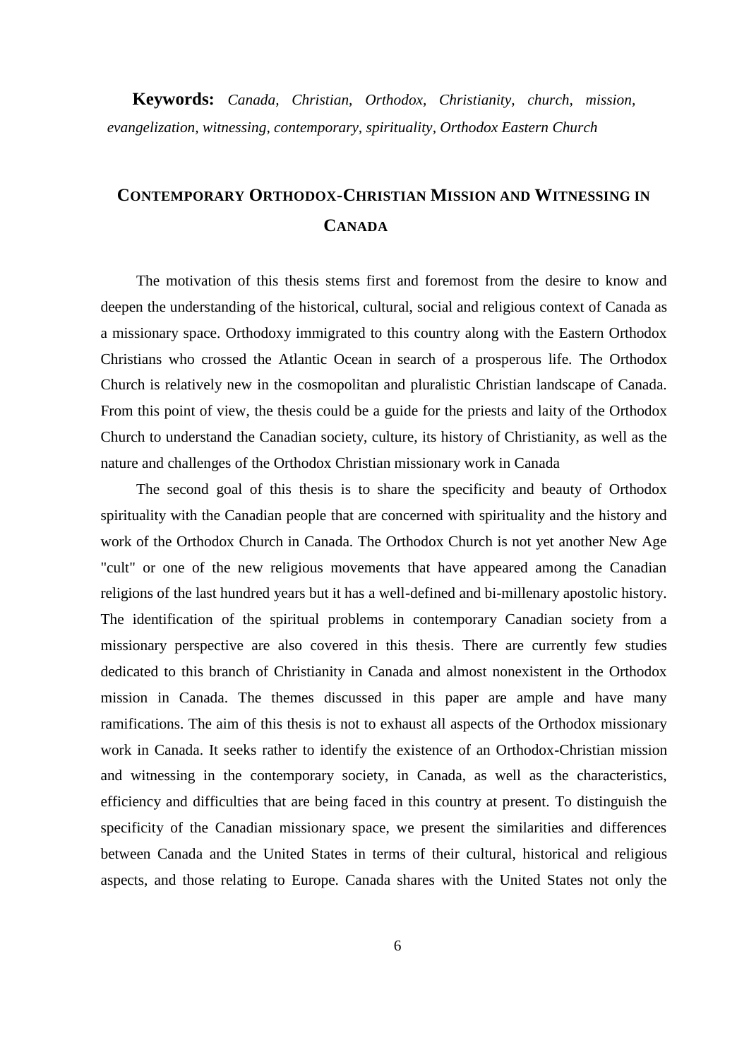**Keywords:** *Canada, Christian, Orthodox, Christianity, church, mission, evangelization, witnessing, contemporary, spirituality, Orthodox Eastern Church*

## CONTEMPORARY ORTHODOX-CHRISTIAN MISSION AND WITNESSING IN CANADA

The motivation of this thesis stems first and foremost from the desire to know and deepen the understanding of the historical, cultural, social and religious context of Canada as a missionary space. Orthodoxy immigrated to this country along with the Eastern Orthodox Christians who crossed the Atlantic Ocean in search of a prosperous life. The Orthodox Church is relatively new in the cosmopolitan and pluralistic Christian landscape of Canada. From this point of view, the thesis could be a guide for the priests and laity of the Orthodox Church to understand the Canadian society, culture, its history of Christianity, as well as the nature and challenges of the Orthodox Christian missionary work in Canada

The second goal of this thesis is to share the specificity and beauty of Orthodox spirituality with the Canadian people that are concerned with spirituality and the history and work of the Orthodox Church in Canada. The Orthodox Church is not yet another New Age "cult" or one of the new religious movements that have appeared among the Canadian religions of the last hundred years but it has a well-defined and bi-millenary apostolic history. The identification of the spiritual problems in contemporary Canadian society from a missionary perspective are also covered in this thesis. There are currently few studies dedicated to this branch of Christianity in Canada and almost nonexistent in the Orthodox mission in Canada. The themes discussed in this paper are ample and have many ramifications. The aim of this thesis is not to exhaust all aspects of the Orthodox missionary work in Canada. It seeks rather to identify the existence of an Orthodox-Christian mission and witnessing in the contemporary society, in Canada, as well as the characteristics, efficiency and difficulties that are being faced in this country at present. To distinguish the specificity of the Canadian missionary space, we present the similarities and differences between Canada and the United States in terms of their cultural, historical and religious aspects, and those relating to Europe. Canada shares with the United States not only the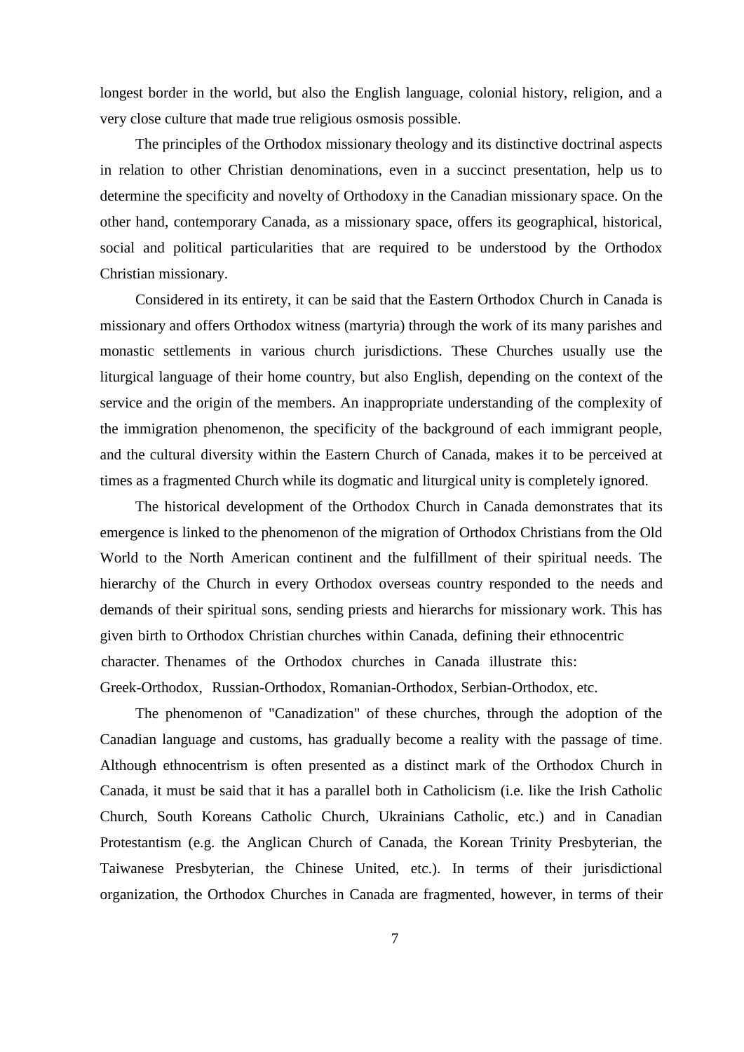longest border in the world, but also the English language, colonial history, religion, and a very close culture that made true religious osmosis possible.

The principles of the Orthodox missionary theology and its distinctive doctrinal aspects in relation to other Christian denominations, even in a succinct presentation, help us to determine the specificity and novelty of Orthodoxy in the Canadian missionary space. On the other hand, contemporary Canada, as a missionary space, offers its geographical, historical, social and political particularities that are required to be understood by the Orthodox Christian missionary.

Considered in its entirety, it can be said that the Eastern Orthodox Church in Canada is missionary and offers Orthodox witness (martyria) through the work of its many parishes and monastic settlements in various church jurisdictions. These Churches usually use the liturgical language of their home country, but also English, depending on the context of the service and the origin of the members. An inappropriate understanding of the complexity of the immigration phenomenon, the specificity of the background of each immigrant people, and the cultural diversity within the Eastern Church of Canada, makes it to be perceived at times as a fragmented Church while its dogmatic and liturgical unity is completely ignored.

The historical development of the Orthodox Church in Canada demonstrates that its emergence is linked to the phenomenon of the migration of Orthodox Christians from the Old World to the North American continent and the fulfillment of their spiritual needs. The hierarchy of the Church in every Orthodox overseas country responded to the needs and demands of their spiritual sons, sending priests and hierarchs for missionary work. This has given birth to Orthodox Christian churches within Canada, defining their ethnocentric character. Thenames of the Orthodox churches in Canada illustrate this: Greek-Orthodox, Russian-Orthodox, Romanian-Orthodox, Serbian-Orthodox, etc.

The phenomenon of "Canadization" of these churches, through the adoption of the Canadian language and customs, has gradually become a reality with the passage of time. Although ethnocentrism is often presented as a distinct mark of the Orthodox Church in Canada, it must be said that it has a parallel both in Catholicism (i.e. like the Irish Catholic Church, South Koreans Catholic Church, Ukrainians Catholic, etc.) and in Canadian Protestantism (e.g. the Anglican Church of Canada, the Korean Trinity Presbyterian, the Taiwanese Presbyterian, the Chinese United, etc.). In terms of their jurisdictional organization, the Orthodox Churches in Canada are fragmented, however, in terms of their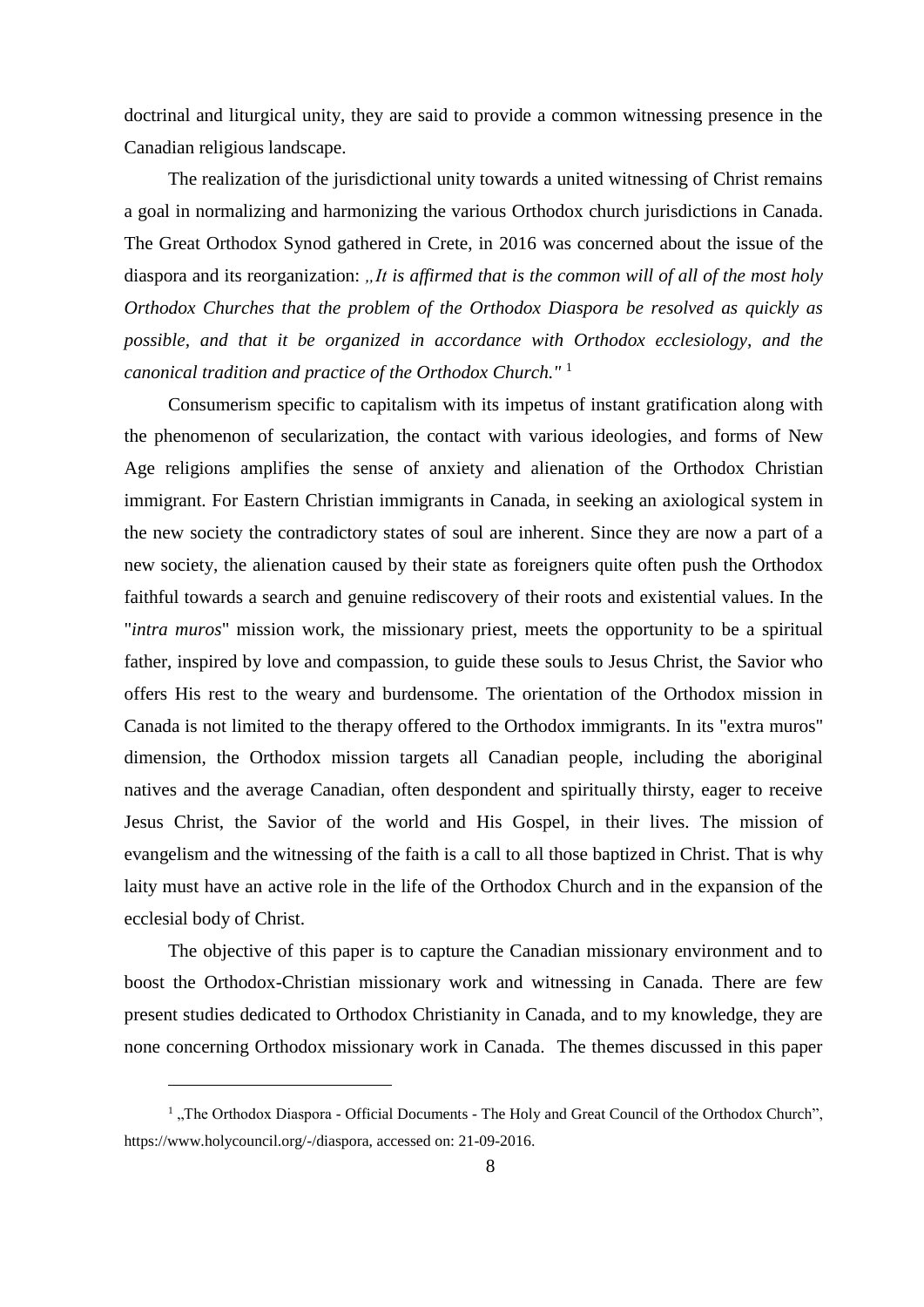doctrinal and liturgical unity, they are said to provide a common witnessing presence in the Canadian religious landscape.

The realization of the jurisdictional unity towards a united witnessing of Christ remains a goal in normalizing and harmonizing the various Orthodox church jurisdictions in Canada. The Great Orthodox Synod gathered in Crete, in 2016 was concerned about the issue of the diaspora and its reorganization: *„It is affirmed that is the common will of all of the most holy Orthodox Churches that the problem of the Orthodox Diaspora be resolved as quickly as possible, and that it be organized in accordance with Orthodox ecclesiology, and the canonical tradition and practice of the Orthodox Church."* [1]

Consumerism specific to capitalism with its impetus of instant gratification along with the phenomenon of secularization, the contact with various ideologies, and forms of New Age religions amplifies the sense of anxiety and alienation of the Orthodox Christian immigrant. For Eastern Christian immigrants in Canada, in seeking an axiological system in the new society the contradictory states of soul are inherent. Since they are now a part of a new society, the alienation caused by their state as foreigners quite often push the Orthodox faithful towards a search and genuine rediscovery of their roots and existential values. In the "*intra muros*" mission work, the missionary priest, meets the opportunity to be a spiritual father, inspired by love and compassion, to guide these souls to Jesus Christ, the Savior who offers His rest to the weary and burdensome. The orientation of the Orthodox mission in Canada is not limited to the therapy offered to the Orthodox immigrants. In its "extra muros" dimension, the Orthodox mission targets all Canadian people, including the aboriginal natives and the average Canadian, often despondent and spiritually thirsty, eager to receive Jesus Christ, the Savior of the world and His Gospel, in their lives. The mission of evangelism and the witnessing of the faith is a call to all those baptized in Christ. That is why laity must have an active role in the life of the Orthodox Church and in the expansion of the ecclesial body of Christ.

The objective of this paper is to capture the Canadian missionary environment and to boost the Orthodox-Christian missionary work and witnessing in Canada. There are few present studies dedicated to Orthodox Christianity in Canada, and to my knowledge, they are none concerning Orthodox missionary work in Canada. The themes discussed in this paper

[1] „The Orthodox Diaspora - Official Documents - The Holy and Great Council of the Orthodox Church", https://www.holycouncil.org/-/diaspora, accessed on: 21-09-2016.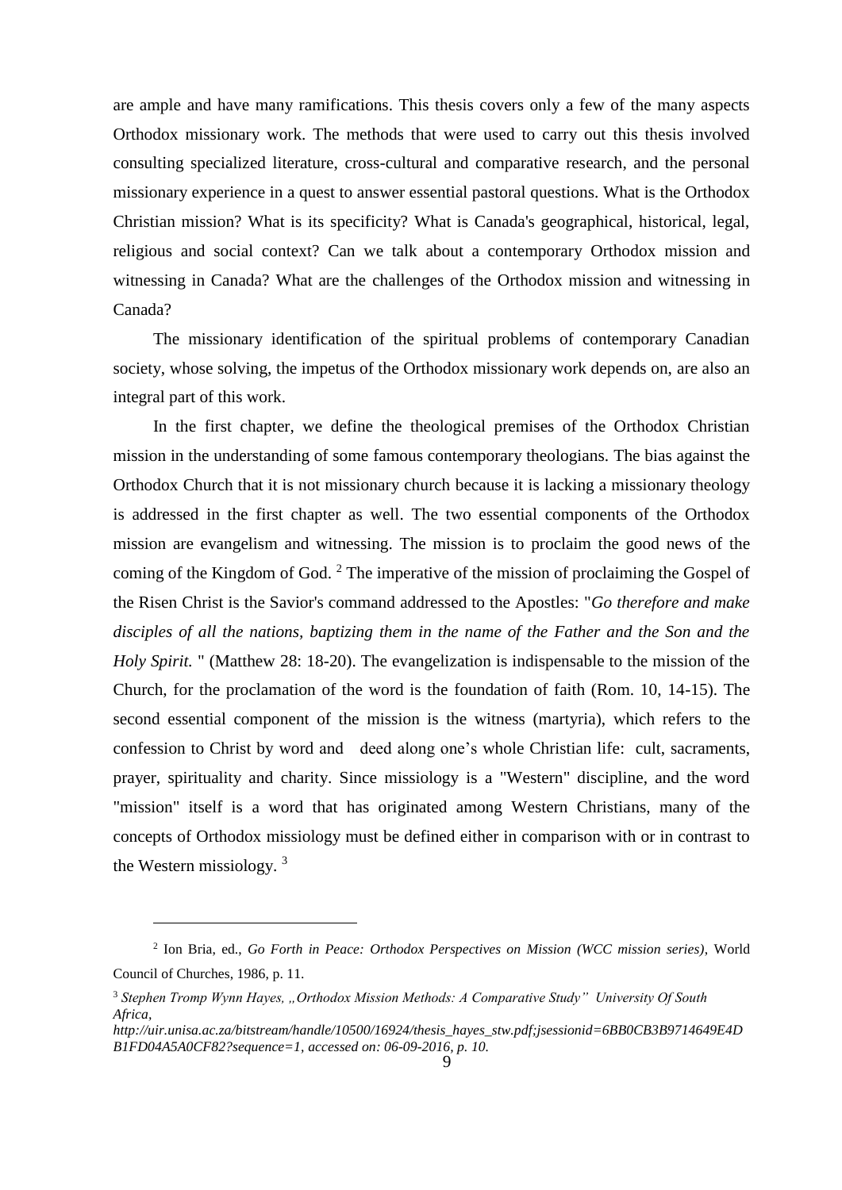are ample and have many ramifications. This thesis covers only a few of the many aspects Orthodox missionary work. The methods that were used to carry out this thesis involved consulting specialized literature, cross-cultural and comparative research, and the personal missionary experience in a quest to answer essential pastoral questions. What is the Orthodox Christian mission? What is its specificity? What is Canada's geographical, historical, legal, religious and social context? Can we talk about a contemporary Orthodox mission and witnessing in Canada? What are the challenges of the Orthodox mission and witnessing in Canada?

The missionary identification of the spiritual problems of contemporary Canadian society, whose solving, the impetus of the Orthodox missionary work depends on, are also an integral part of this work.

In the first chapter, we define the theological premises of the Orthodox Christian mission in the understanding of some famous contemporary theologians. The bias against the Orthodox Church that it is not missionary church because it is lacking a missionary theology is addressed in the first chapter as well. The two essential components of the Orthodox mission are evangelism and witnessing. The mission is to proclaim the good news of the coming of the Kingdom of God. [2] The imperative of the mission of proclaiming the Gospel of the Risen Christ is the Savior's command addressed to the Apostles: "*Go therefore and make disciples of all the nations, baptizing them in the name of the Father and the Son and the Holy Spirit.* " (Matthew 28: 18-20). The evangelization is indispensable to the mission of the Church, for the proclamation of the word is the foundation of faith (Rom. 10, 14-15). The second essential component of the mission is the witness (martyria), which refers to the confession to Christ by word and deed along one's whole Christian life: cult, sacraments, prayer, spirituality and charity. Since missiology is a "Western" discipline, and the word "mission" itself is a word that has originated among Western Christians, many of the concepts of Orthodox missiology must be defined either in comparison with or in contrast to the Western missiology. [3]

---

[2] Ion Bria, ed., *Go Forth in Peace: Orthodox Perspectives on Mission (WCC mission series)*, World Council of Churches, 1986, p. 11.

[3] *Stephen Tromp Wynn Hayes, „Orthodox Mission Methods: A Comparative Study" University Of South Africa, http://uir.unisa.ac.za/bitstream/handle/10500/16924/thesis_hayes_stw.pdf;jsessionid=6BB0CB3B9714649E4DB1FD04A5A0CF82?sequence=1, accessed on: 06-09-2016, p. 10.*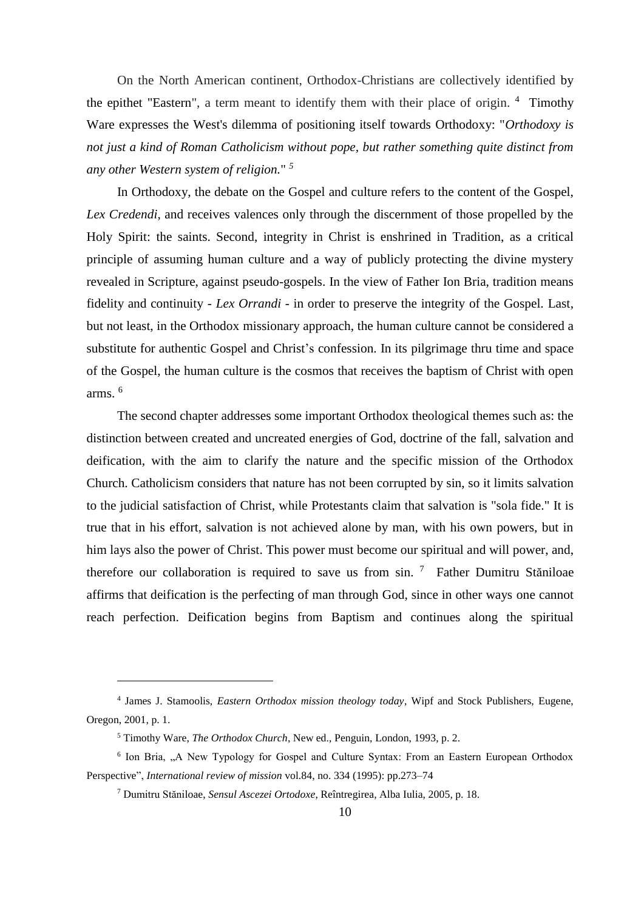On the North American continent, Orthodox-Christians are collectively identified by the epithet "Eastern", a term meant to identify them with their place of origin. [4] Timothy Ware expresses the West's dilemma of positioning itself towards Orthodoxy: "*Orthodoxy is not just a kind of Roman Catholicism without pope, but rather something quite distinct from any other Western system of religion.*" [5]

In Orthodoxy, the debate on the Gospel and culture refers to the content of the Gospel, *Lex Credendi*, and receives valences only through the discernment of those propelled by the Holy Spirit: the saints. Second, integrity in Christ is enshrined in Tradition, as a critical principle of assuming human culture and a way of publicly protecting the divine mystery revealed in Scripture, against pseudo-gospels. In the view of Father Ion Bria, tradition means fidelity and continuity - *Lex Orrandi* - in order to preserve the integrity of the Gospel. Last, but not least, in the Orthodox missionary approach, the human culture cannot be considered a substitute for authentic Gospel and Christ's confession. In its pilgrimage thru time and space of the Gospel, the human culture is the cosmos that receives the baptism of Christ with open arms. [6]

The second chapter addresses some important Orthodox theological themes such as: the distinction between created and uncreated energies of God, doctrine of the fall, salvation and deification, with the aim to clarify the nature and the specific mission of the Orthodox Church. Catholicism considers that nature has not been corrupted by sin, so it limits salvation to the judicial satisfaction of Christ, while Protestants claim that salvation is "sola fide." It is true that in his effort, salvation is not achieved alone by man, with his own powers, but in him lays also the power of Christ. This power must become our spiritual and will power, and, therefore our collaboration is required to save us from sin. [7] Father Dumitru Stăniloae affirms that deification is the perfecting of man through God, since in other ways one cannot reach perfection. Deification begins from Baptism and continues along the spiritual

---

[4] James J. Stamoolis, *Eastern Orthodox mission theology today*, Wipf and Stock Publishers, Eugene, Oregon, 2001, p. 1.

[5] Timothy Ware, *The Orthodox Church*, New ed., Penguin, London, 1993, p. 2.

[6] Ion Bria, „A New Typology for Gospel and Culture Syntax: From an Eastern European Orthodox Perspective", *International review of mission* vol.84, no. 334 (1995): pp.273–74

[7] Dumitru Stăniloae, *Sensul Ascezei Ortodoxe*, Reîntregirea, Alba Iulia, 2005, p. 18.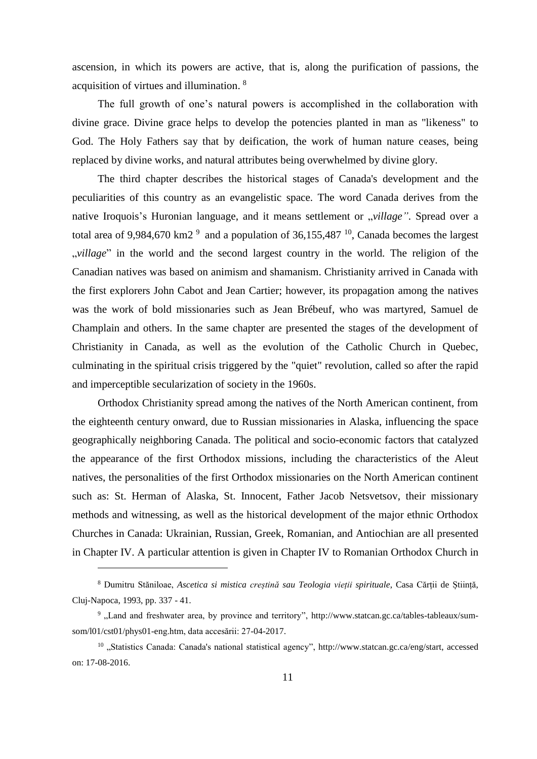ascension, in which its powers are active, that is, along the purification of passions, the acquisition of virtues and illumination. [8]

The full growth of one's natural powers is accomplished in the collaboration with divine grace. Divine grace helps to develop the potencies planted in man as "likeness" to God. The Holy Fathers say that by deification, the work of human nature ceases, being replaced by divine works, and natural attributes being overwhelmed by divine glory.

The third chapter describes the historical stages of Canada's development and the peculiarities of this country as an evangelistic space. The word Canada derives from the native Iroquois's Huronian language, and it means settlement or „*village*". Spread over a total area of 9,984,670 km2 [9] and a population of 36,155,487 [10], Canada becomes the largest „*village*" in the world and the second largest country in the world. The religion of the Canadian natives was based on animism and shamanism. Christianity arrived in Canada with the first explorers John Cabot and Jean Cartier; however, its propagation among the natives was the work of bold missionaries such as Jean Brébeuf, who was martyred, Samuel de Champlain and others. In the same chapter are presented the stages of the development of Christianity in Canada, as well as the evolution of the Catholic Church in Quebec, culminating in the spiritual crisis triggered by the "quiet" revolution, called so after the rapid and imperceptible secularization of society in the 1960s.

Orthodox Christianity spread among the natives of the North American continent, from the eighteenth century onward, due to Russian missionaries in Alaska, influencing the space geographically neighboring Canada. The political and socio-economic factors that catalyzed the appearance of the first Orthodox missions, including the characteristics of the Aleut natives, the personalities of the first Orthodox missionaries on the North American continent such as: St. Herman of Alaska, St. Innocent, Father Jacob Netsvetsov, their missionary methods and witnessing, as well as the historical development of the major ethnic Orthodox Churches in Canada: Ukrainian, Russian, Greek, Romanian, and Antiochian are all presented in Chapter IV. A particular attention is given in Chapter IV to Romanian Orthodox Church in

---

[8] Dumitru Stăniloae, *Ascetica si mistica creștină sau Teologia vieții spirituale*, Casa Cărții de Știință, Cluj-Napoca, 1993, pp. 337 - 41.

[9] „Land and freshwater area, by province and territory", http://www.statcan.gc.ca/tables-tableaux/sum-som/l01/cst01/phys01-eng.htm, data accesării: 27-04-2017.

[10] „Statistics Canada: Canada's national statistical agency", http://www.statcan.gc.ca/eng/start, accessed on: 17-08-2016.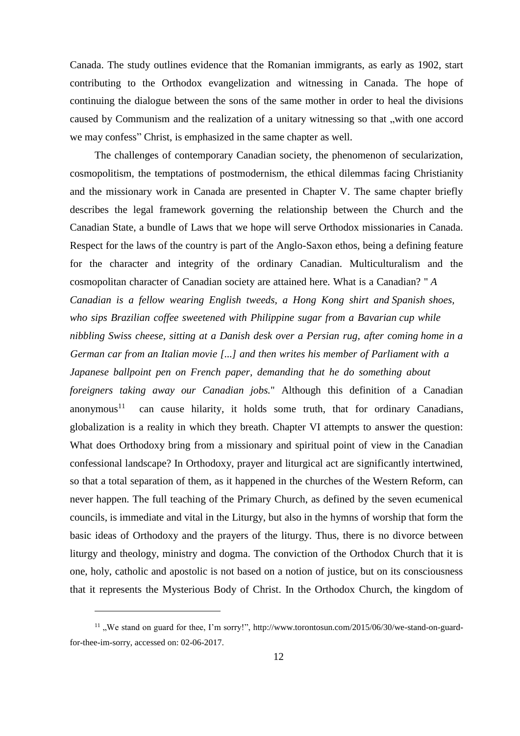Canada. The study outlines evidence that the Romanian immigrants, as early as 1902, start contributing to the Orthodox evangelization and witnessing in Canada. The hope of continuing the dialogue between the sons of the same mother in order to heal the divisions caused by Communism and the realization of a unitary witnessing so that „with one accord we may confess" Christ, is emphasized in the same chapter as well.

The challenges of contemporary Canadian society, the phenomenon of secularization, cosmopolitism, the temptations of postmodernism, the ethical dilemmas facing Christianity and the missionary work in Canada are presented in Chapter V. The same chapter briefly describes the legal framework governing the relationship between the Church and the Canadian State, a bundle of Laws that we hope will serve Orthodox missionaries in Canada. Respect for the laws of the country is part of the Anglo-Saxon ethos, being a defining feature for the character and integrity of the ordinary Canadian. Multiculturalism and the cosmopolitan character of Canadian society are attained here. What is a Canadian? " *A Canadian is a fellow wearing English tweeds, a Hong Kong shirt and Spanish shoes, who sips Brazilian coffee sweetened with Philippine sugar from a Bavarian cup while nibbling Swiss cheese, sitting at a Danish desk over a Persian rug, after coming home in a German car from an Italian movie [...] and then writes his member of Parliament with a Japanese ballpoint pen on French paper, demanding that he do something about foreigners taking away our Canadian jobs.*" Although this definition of a Canadian anonymous[11] can cause hilarity, it holds some truth, that for ordinary Canadians, globalization is a reality in which they breath. Chapter VI attempts to answer the question: What does Orthodoxy bring from a missionary and spiritual point of view in the Canadian confessional landscape? In Orthodoxy, prayer and liturgical act are significantly intertwined, so that a total separation of them, as it happened in the churches of the Western Reform, can never happen. The full teaching of the Primary Church, as defined by the seven ecumenical councils, is immediate and vital in the Liturgy, but also in the hymns of worship that form the basic ideas of Orthodoxy and the prayers of the liturgy. Thus, there is no divorce between liturgy and theology, ministry and dogma. The conviction of the Orthodox Church that it is one, holy, catholic and apostolic is not based on a notion of justice, but on its consciousness that it represents the Mysterious Body of Christ. In the Orthodox Church, the kingdom of

[11] „We stand on guard for thee, I'm sorry!", http://www.torontosun.com/2015/06/30/we-stand-on-guard-for-thee-im-sorry, accessed on: 02-06-2017.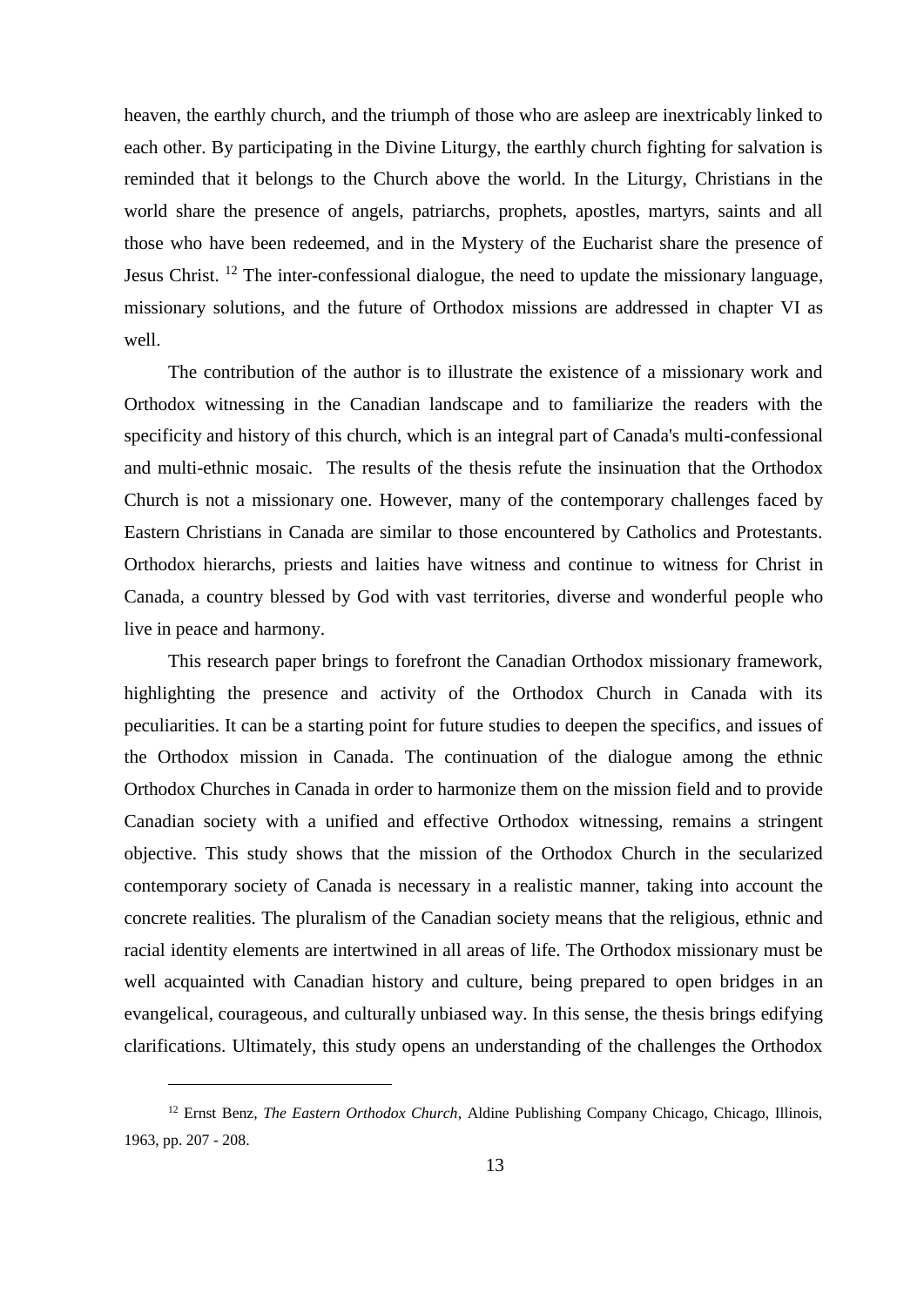heaven, the earthly church, and the triumph of those who are asleep are inextricably linked to each other. By participating in the Divine Liturgy, the earthly church fighting for salvation is reminded that it belongs to the Church above the world. In the Liturgy, Christians in the world share the presence of angels, patriarchs, prophets, apostles, martyrs, saints and all those who have been redeemed, and in the Mystery of the Eucharist share the presence of Jesus Christ. [12] The inter-confessional dialogue, the need to update the missionary language, missionary solutions, and the future of Orthodox missions are addressed in chapter VI as well.

The contribution of the author is to illustrate the existence of a missionary work and Orthodox witnessing in the Canadian landscape and to familiarize the readers with the specificity and history of this church, which is an integral part of Canada's multi-confessional and multi-ethnic mosaic. The results of the thesis refute the insinuation that the Orthodox Church is not a missionary one. However, many of the contemporary challenges faced by Eastern Christians in Canada are similar to those encountered by Catholics and Protestants. Orthodox hierarchs, priests and laities have witness and continue to witness for Christ in Canada, a country blessed by God with vast territories, diverse and wonderful people who live in peace and harmony.

This research paper brings to forefront the Canadian Orthodox missionary framework, highlighting the presence and activity of the Orthodox Church in Canada with its peculiarities. It can be a starting point for future studies to deepen the specifics, and issues of the Orthodox mission in Canada. The continuation of the dialogue among the ethnic Orthodox Churches in Canada in order to harmonize them on the mission field and to provide Canadian society with a unified and effective Orthodox witnessing, remains a stringent objective. This study shows that the mission of the Orthodox Church in the secularized contemporary society of Canada is necessary in a realistic manner, taking into account the concrete realities. The pluralism of the Canadian society means that the religious, ethnic and racial identity elements are intertwined in all areas of life. The Orthodox missionary must be well acquainted with Canadian history and culture, being prepared to open bridges in an evangelical, courageous, and culturally unbiased way. In this sense, the thesis brings edifying clarifications. Ultimately, this study opens an understanding of the challenges the Orthodox

---

[12] Ernst Benz, *The Eastern Orthodox Church*, Aldine Publishing Company Chicago, Chicago, Illinois, 1963, pp. 207 - 208.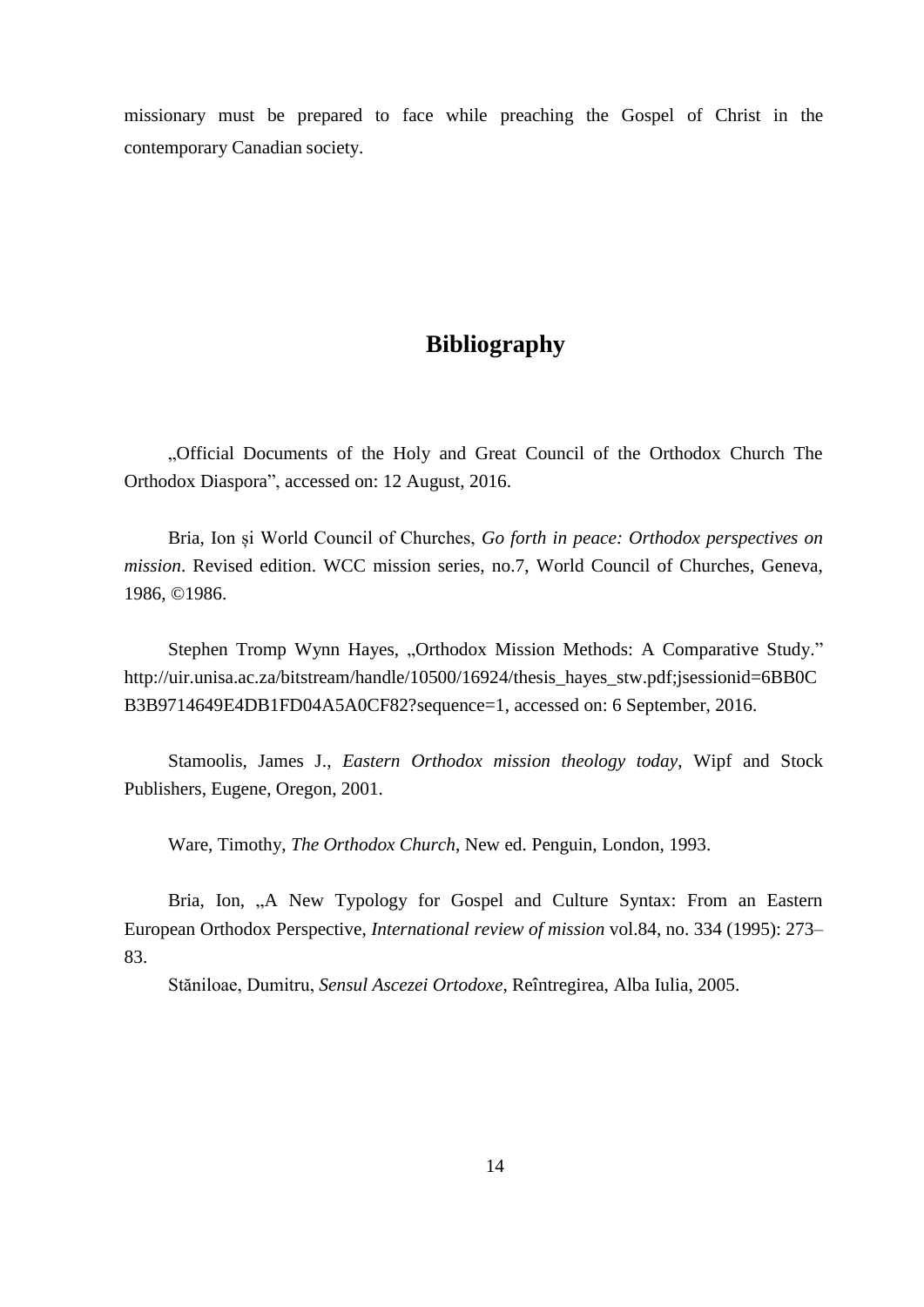missionary must be prepared to face while preaching the Gospel of Christ in the contemporary Canadian society.

## Bibliography

„Official Documents of the Holy and Great Council of the Orthodox Church The Orthodox Diaspora", accessed on: 12 August, 2016.

Bria, Ion și World Council of Churches, *Go forth in peace: Orthodox perspectives on mission*. Revised edition. WCC mission series, no.7, World Council of Churches, Geneva, 1986, ©1986.

Stephen Tromp Wynn Hayes, „Orthodox Mission Methods: A Comparative Study." http://uir.unisa.ac.za/bitstream/handle/10500/16924/thesis_hayes_stw.pdf;jsessionid=6BB0CB3B9714649E4DB1FD04A5A0CF82?sequence=1, accessed on: 6 September, 2016.

Stamoolis, James J., *Eastern Orthodox mission theology today*, Wipf and Stock Publishers, Eugene, Oregon, 2001.

Ware, Timothy, *The Orthodox Church*, New ed. Penguin, London, 1993.

Bria, Ion, „A New Typology for Gospel and Culture Syntax: From an Eastern European Orthodox Perspective, *International review of mission* vol.84, no. 334 (1995): 273–83.

Stăniloae, Dumitru, *Sensul Ascezei Ortodoxe*, Reîntregirea, Alba Iulia, 2005.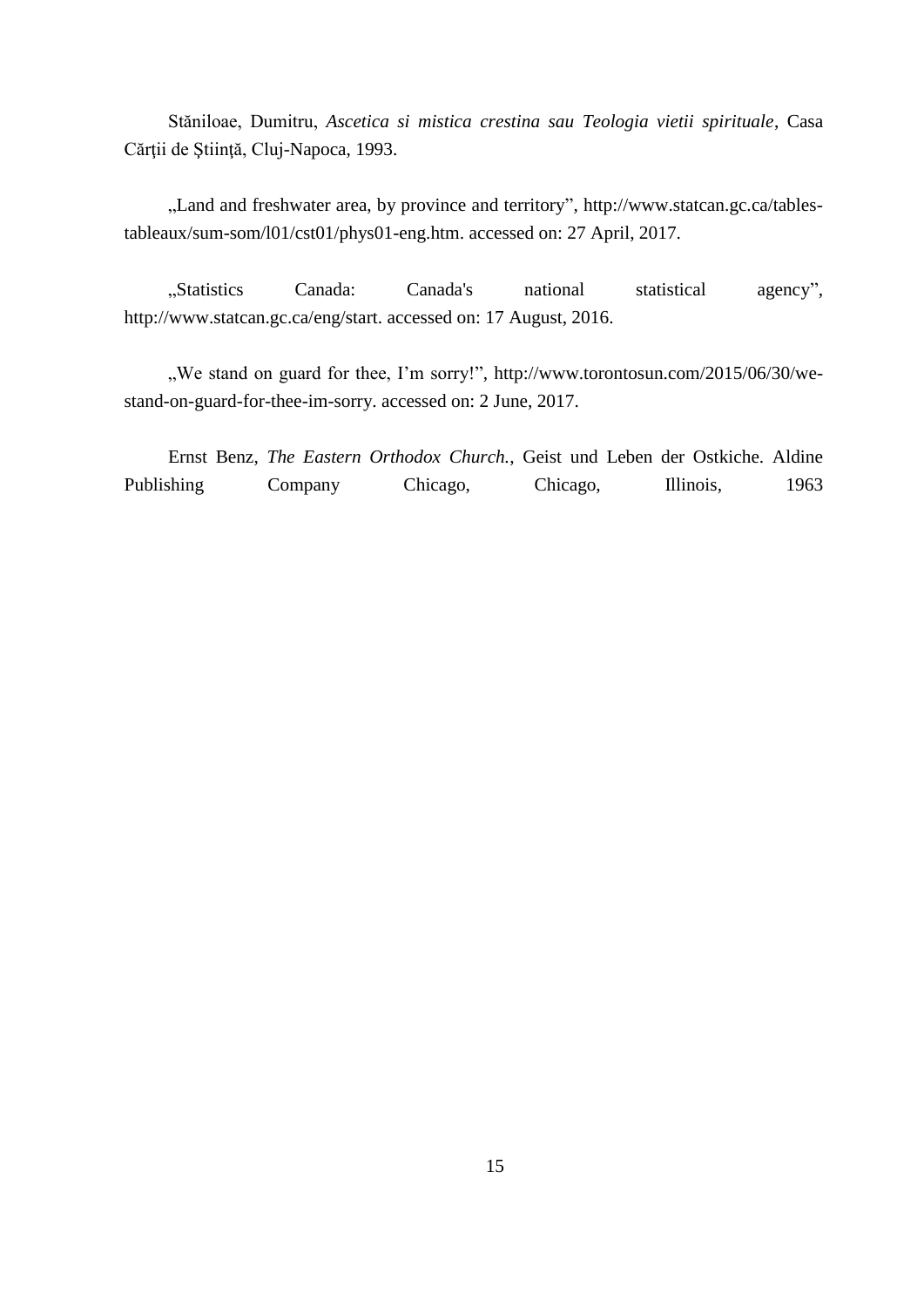Stăniloae, Dumitru, *Ascetica si mistica crestina sau Teologia vietii spirituale*, Casa Cărţii de Știinţă, Cluj-Napoca, 1993.

„Land and freshwater area, by province and territory”, http://www.statcan.gc.ca/tables-tableaux/sum-som/l01/cst01/phys01-eng.htm. accessed on: 27 April, 2017.

„Statistics Canada: Canada's national statistical agency”, http://www.statcan.gc.ca/eng/start. accessed on: 17 August, 2016.

„We stand on guard for thee, I’m sorry!”, http://www.torontosun.com/2015/06/30/we-stand-on-guard-for-thee-im-sorry. accessed on: 2 June, 2017.

Ernst Benz, *The Eastern Orthodox Church.*, Geist und Leben der Ostkiche. Aldine Publishing Company Chicago, Chicago, Illinois, 1963